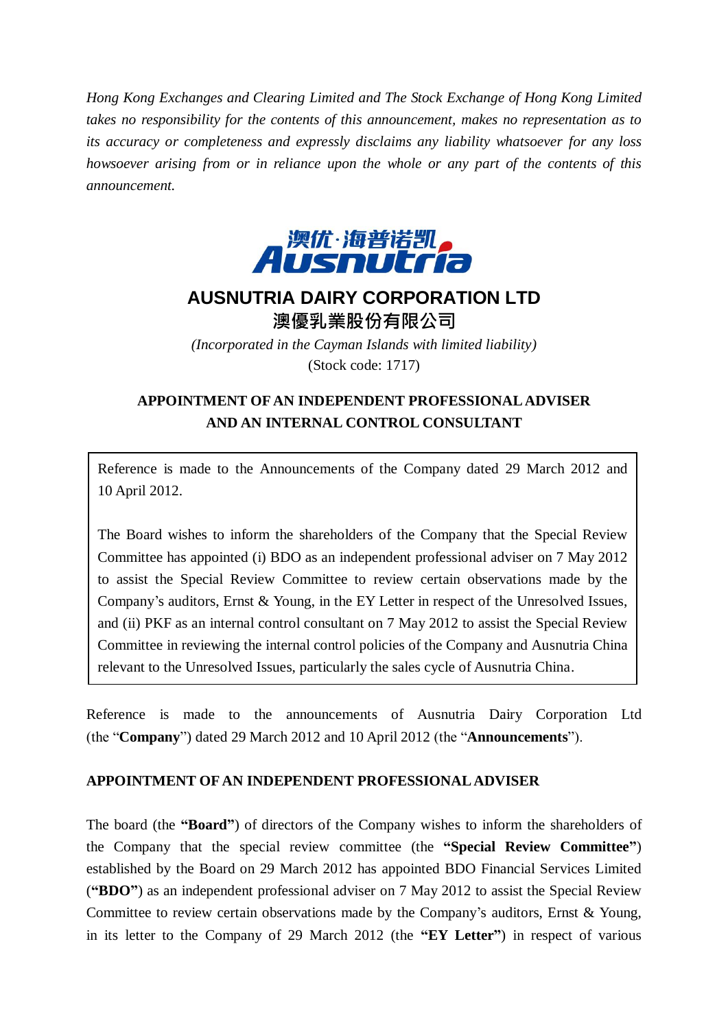*Hong Kong Exchanges and Clearing Limited and The Stock Exchange of Hong Kong Limited takes no responsibility for the contents of this announcement, makes no representation as to its accuracy or completeness and expressly disclaims any liability whatsoever for any loss howsoever arising from or in reliance upon the whole or any part of the contents of this announcement.*

# AUSNUTRIA DAIRY CORPORATION LTD
# 澳優乳業股份有限公司

*(Incorporated in the Cayman Islands with limited liability)*

(Stock code: 1717)

## APPOINTMENT OF AN INDEPENDENT PROFESSIONAL ADVISER AND AN INTERNAL CONTROL CONSULTANT

> Reference is made to the Announcements of the Company dated 29 March 2012 and 10 April 2012.
>
> The Board wishes to inform the shareholders of the Company that the Special Review Committee has appointed (i) BDO as an independent professional adviser on 7 May 2012 to assist the Special Review Committee to review certain observations made by the Company's auditors, Ernst & Young, in the EY Letter in respect of the Unresolved Issues, and (ii) PKF as an internal control consultant on 7 May 2012 to assist the Special Review Committee in reviewing the internal control policies of the Company and Ausnutria China relevant to the Unresolved Issues, particularly the sales cycle of Ausnutria China.

Reference is made to the announcements of Ausnutria Dairy Corporation Ltd (the "**Company**") dated 29 March 2012 and 10 April 2012 (the "**Announcements**").

### APPOINTMENT OF AN INDEPENDENT PROFESSIONAL ADVISER

The board (the **"Board"**) of directors of the Company wishes to inform the shareholders of the Company that the special review committee (the **"Special Review Committee"**) established by the Board on 29 March 2012 has appointed BDO Financial Services Limited (**"BDO"**) as an independent professional adviser on 7 May 2012 to assist the Special Review Committee to review certain observations made by the Company's auditors, Ernst & Young, in its letter to the Company of 29 March 2012 (the **"EY Letter"**) in respect of various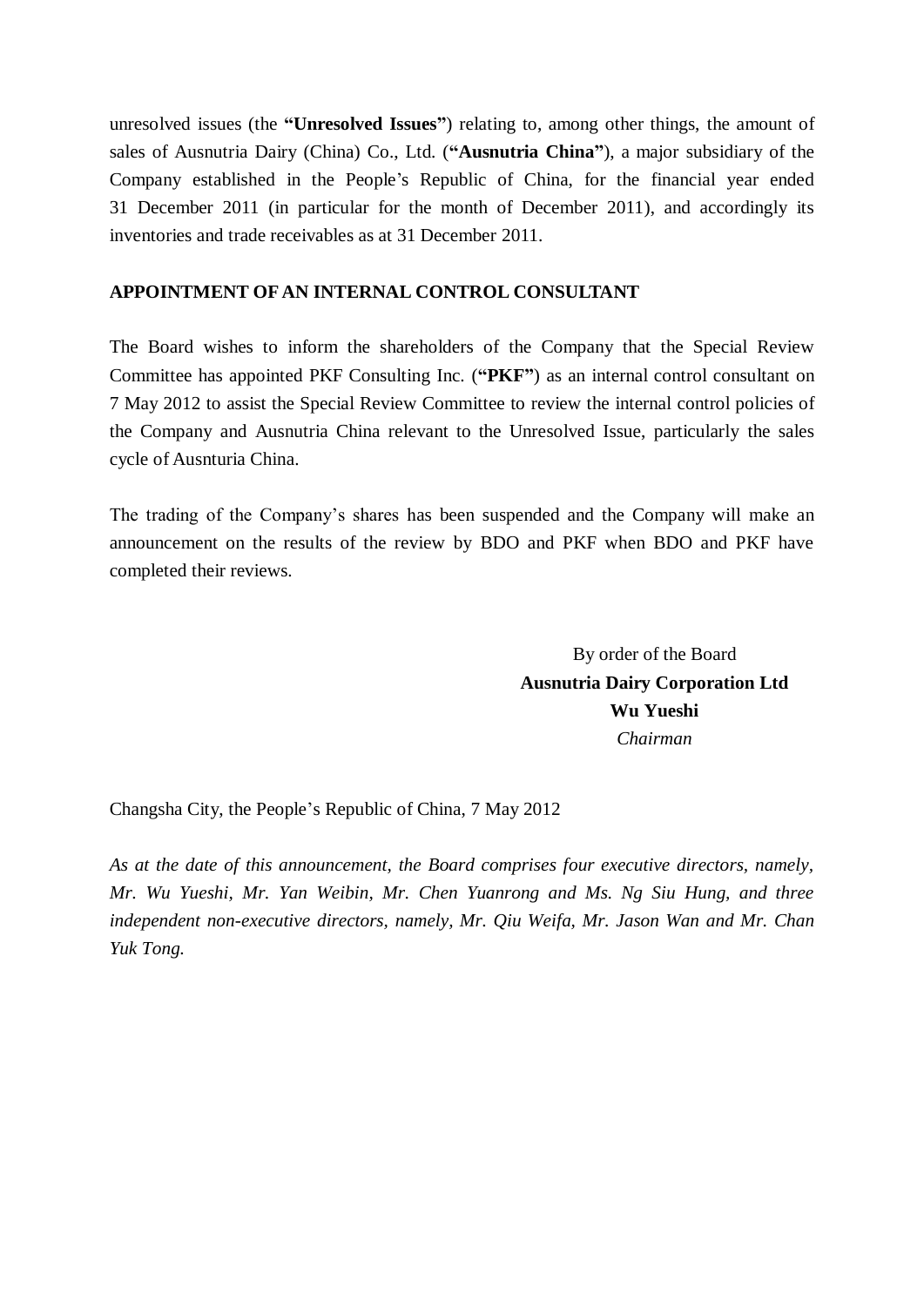unresolved issues (the **"Unresolved Issues"**) relating to, among other things, the amount of sales of Ausnutria Dairy (China) Co., Ltd. (**"Ausnutria China"**), a major subsidiary of the Company established in the People's Republic of China, for the financial year ended 31 December 2011 (in particular for the month of December 2011), and accordingly its inventories and trade receivables as at 31 December 2011.

**APPOINTMENT OF AN INTERNAL CONTROL CONSULTANT**

The Board wishes to inform the shareholders of the Company that the Special Review Committee has appointed PKF Consulting Inc. (**"PKF"**) as an internal control consultant on 7 May 2012 to assist the Special Review Committee to review the internal control policies of the Company and Ausnutria China relevant to the Unresolved Issue, particularly the sales cycle of Ausnturia China.

The trading of the Company's shares has been suspended and the Company will make an announcement on the results of the review by BDO and PKF when BDO and PKF have completed their reviews.

By order of the Board
**Ausnutria Dairy Corporation Ltd**
**Wu Yueshi**
*Chairman*

Changsha City, the People's Republic of China, 7 May 2012

*As at the date of this announcement, the Board comprises four executive directors, namely, Mr. Wu Yueshi, Mr. Yan Weibin, Mr. Chen Yuanrong and Ms. Ng Siu Hung, and three independent non-executive directors, namely, Mr. Qiu Weifa, Mr. Jason Wan and Mr. Chan Yuk Tong.*